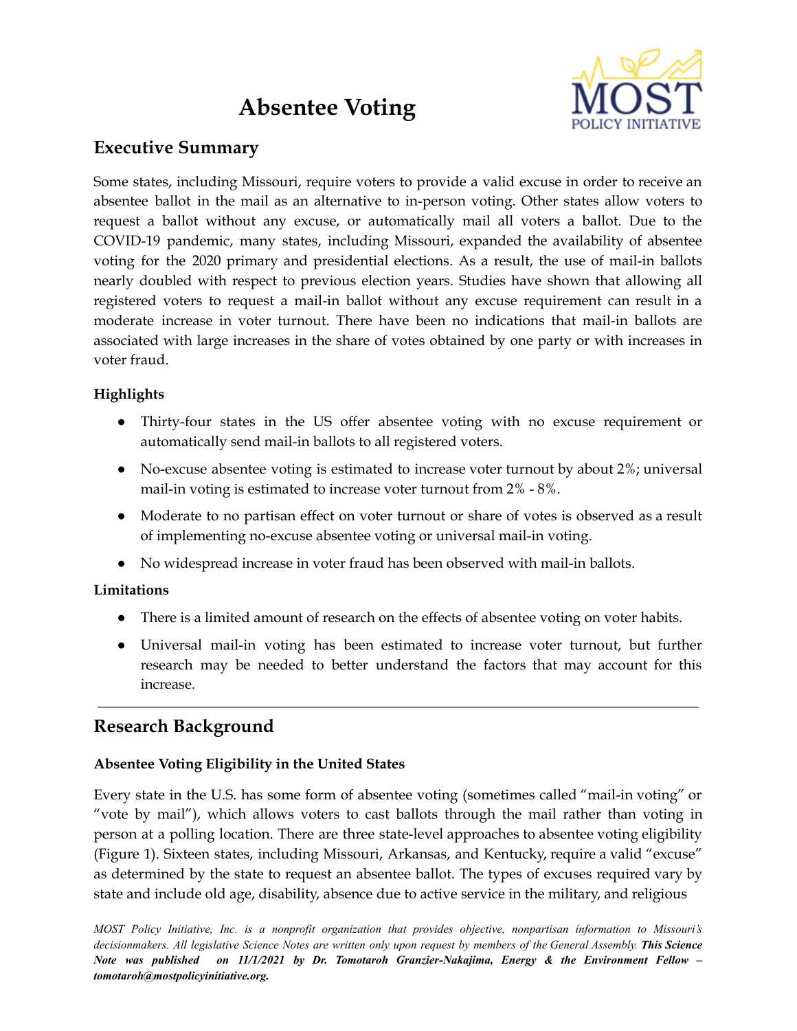# Absentee Voting

## Executive Summary

Some states, including Missouri, require voters to provide a valid excuse in order to receive an absentee ballot in the mail as an alternative to in-person voting. Other states allow voters to request a ballot without any excuse, or automatically mail all voters a ballot. Due to the COVID-19 pandemic, many states, including Missouri, expanded the availability of absentee voting for the 2020 primary and presidential elections. As a result, the use of mail-in ballots nearly doubled with respect to previous election years. Studies have shown that allowing all registered voters to request a mail-in ballot without any excuse requirement can result in a moderate increase in voter turnout. There have been no indications that mail-in ballots are associated with large increases in the share of votes obtained by one party or with increases in voter fraud.

### Highlights

- Thirty-four states in the US offer absentee voting with no excuse requirement or automatically send mail-in ballots to all registered voters.
- No-excuse absentee voting is estimated to increase voter turnout by about 2%; universal mail-in voting is estimated to increase voter turnout from 2% - 8%.
- Moderate to no partisan effect on voter turnout or share of votes is observed as a result of implementing no-excuse absentee voting or universal mail-in voting.
- No widespread increase in voter fraud has been observed with mail-in ballots.

### Limitations

- There is a limited amount of research on the effects of absentee voting on voter habits.
- Universal mail-in voting has been estimated to increase voter turnout, but further research may be needed to better understand the factors that may account for this increase.

---

## Research Background

### Absentee Voting Eligibility in the United States

Every state in the U.S. has some form of absentee voting (sometimes called "mail-in voting" or "vote by mail"), which allows voters to cast ballots through the mail rather than voting in person at a polling location. There are three state-level approaches to absentee voting eligibility (Figure 1). Sixteen states, including Missouri, Arkansas, and Kentucky, require a valid "excuse" as determined by the state to request an absentee ballot. The types of excuses required vary by state and include old age, disability, absence due to active service in the military, and religious

*MOST Policy Initiative, Inc. is a nonprofit organization that provides objective, nonpartisan information to Missouri's decisionmakers. All legislative Science Notes are written only upon request by members of the General Assembly.* ***This Science Note was published on 11/1/2021 by Dr. Tomotaroh Granzier-Nakajima, Energy & the Environment Fellow – tomotaroh@mostpolicyinitiative.org.***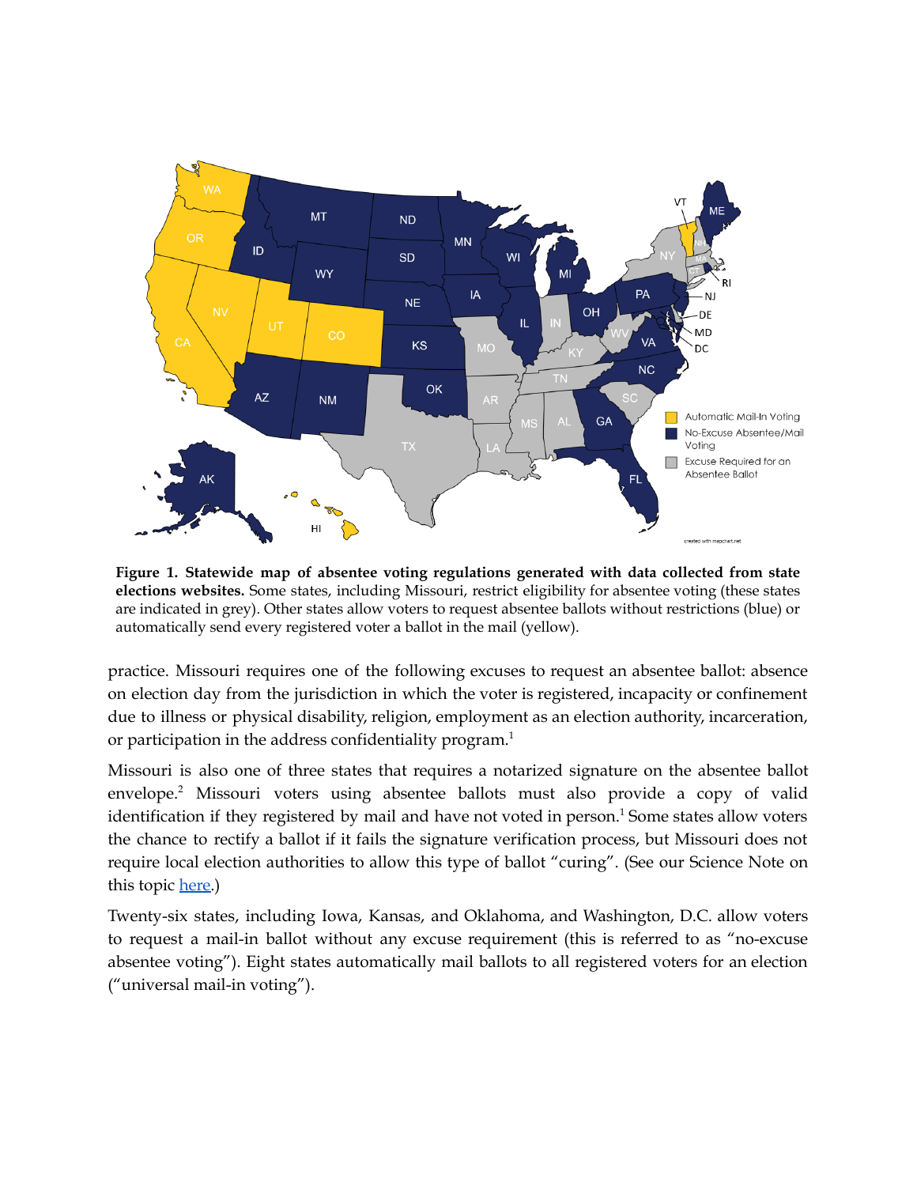**Figure 1. Statewide map of absentee voting regulations generated with data collected from state elections websites.** Some states, including Missouri, restrict eligibility for absentee voting (these states are indicated in grey). Other states allow voters to request absentee ballots without restrictions (blue) or automatically send every registered voter a ballot in the mail (yellow).

practice. Missouri requires one of the following excuses to request an absentee ballot: absence on election day from the jurisdiction in which the voter is registered, incapacity or confinement due to illness or physical disability, religion, employment as an election authority, incarceration, or participation in the address confidentiality program.[1]

Missouri is also one of three states that requires a notarized signature on the absentee ballot envelope.[2] Missouri voters using absentee ballots must also provide a copy of valid identification if they registered by mail and have not voted in person.[1] Some states allow voters the chance to rectify a ballot if it fails the signature verification process, but Missouri does not require local election authorities to allow this type of ballot "curing". (See our Science Note on this topic [here](#).)

Twenty-six states, including Iowa, Kansas, and Oklahoma, and Washington, D.C. allow voters to request a mail-in ballot without any excuse requirement (this is referred to as "no-excuse absentee voting"). Eight states automatically mail ballots to all registered voters for an election ("universal mail-in voting").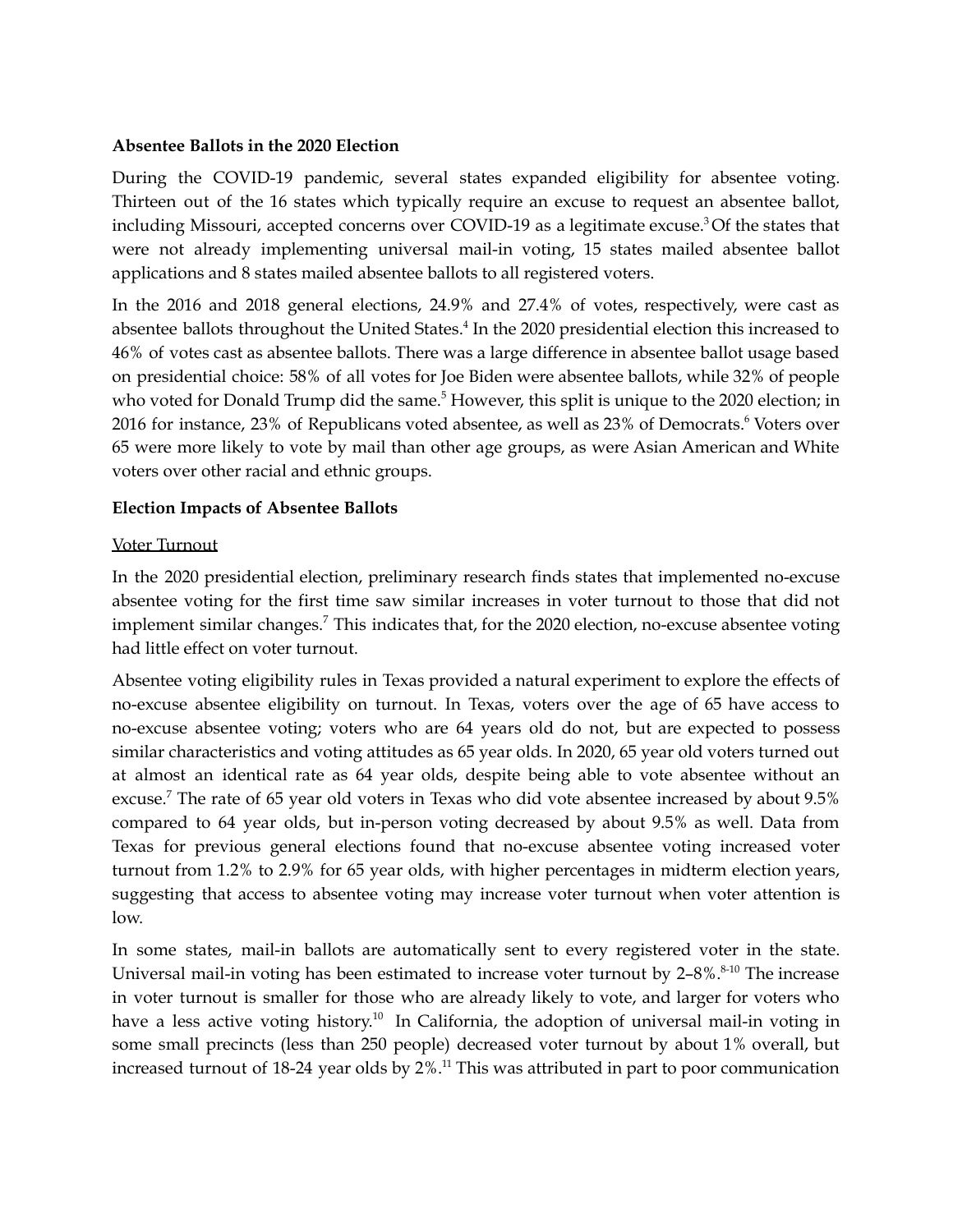**Absentee Ballots in the 2020 Election**

During the COVID-19 pandemic, several states expanded eligibility for absentee voting. Thirteen out of the 16 states which typically require an excuse to request an absentee ballot, including Missouri, accepted concerns over COVID-19 as a legitimate excuse.[3] Of the states that were not already implementing universal mail-in voting, 15 states mailed absentee ballot applications and 8 states mailed absentee ballots to all registered voters.

In the 2016 and 2018 general elections, 24.9% and 27.4% of votes, respectively, were cast as absentee ballots throughout the United States.[4] In the 2020 presidential election this increased to 46% of votes cast as absentee ballots. There was a large difference in absentee ballot usage based on presidential choice: 58% of all votes for Joe Biden were absentee ballots, while 32% of people who voted for Donald Trump did the same.[5] However, this split is unique to the 2020 election; in 2016 for instance, 23% of Republicans voted absentee, as well as 23% of Democrats.[6] Voters over 65 were more likely to vote by mail than other age groups, as were Asian American and White voters over other racial and ethnic groups.

**Election Impacts of Absentee Ballots**

<u>Voter Turnout</u>

In the 2020 presidential election, preliminary research finds states that implemented no-excuse absentee voting for the first time saw similar increases in voter turnout to those that did not implement similar changes.[7] This indicates that, for the 2020 election, no-excuse absentee voting had little effect on voter turnout.

Absentee voting eligibility rules in Texas provided a natural experiment to explore the effects of no-excuse absentee eligibility on turnout. In Texas, voters over the age of 65 have access to no-excuse absentee voting; voters who are 64 years old do not, but are expected to possess similar characteristics and voting attitudes as 65 year olds. In 2020, 65 year old voters turned out at almost an identical rate as 64 year olds, despite being able to vote absentee without an excuse.[7] The rate of 65 year old voters in Texas who did vote absentee increased by about 9.5% compared to 64 year olds, but in-person voting decreased by about 9.5% as well. Data from Texas for previous general elections found that no-excuse absentee voting increased voter turnout from 1.2% to 2.9% for 65 year olds, with higher percentages in midterm election years, suggesting that access to absentee voting may increase voter turnout when voter attention is low.

In some states, mail-in ballots are automatically sent to every registered voter in the state. Universal mail-in voting has been estimated to increase voter turnout by 2–8%.[8-10] The increase in voter turnout is smaller for those who are already likely to vote, and larger for voters who have a less active voting history.[10] In California, the adoption of universal mail-in voting in some small precincts (less than 250 people) decreased voter turnout by about 1% overall, but increased turnout of 18-24 year olds by 2%.[11] This was attributed in part to poor communication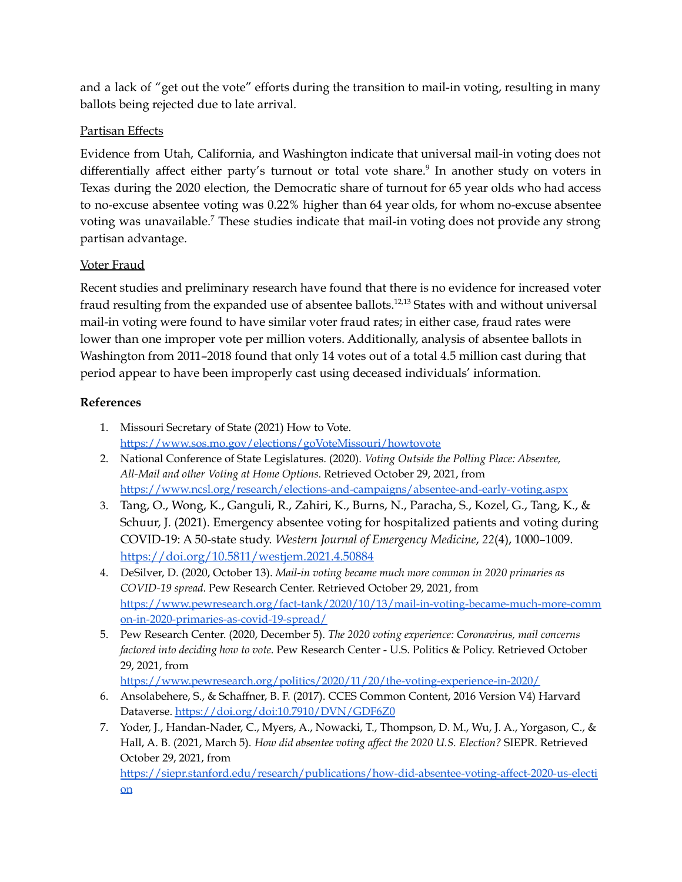and a lack of "get out the vote" efforts during the transition to mail-in voting, resulting in many ballots being rejected due to late arrival.

Partisan Effects

Evidence from Utah, California, and Washington indicate that universal mail-in voting does not differentially affect either party's turnout or total vote share.[9] In another study on voters in Texas during the 2020 election, the Democratic share of turnout for 65 year olds who had access to no-excuse absentee voting was 0.22% higher than 64 year olds, for whom no-excuse absentee voting was unavailable.[7] These studies indicate that mail-in voting does not provide any strong partisan advantage.

Voter Fraud

Recent studies and preliminary research have found that there is no evidence for increased voter fraud resulting from the expanded use of absentee ballots.[12,13] States with and without universal mail-in voting were found to have similar voter fraud rates; in either case, fraud rates were lower than one improper vote per million voters. Additionally, analysis of absentee ballots in Washington from 2011–2018 found that only 14 votes out of a total 4.5 million cast during that period appear to have been improperly cast using deceased individuals' information.

**References**

1. Missouri Secretary of State (2021) How to Vote. https://www.sos.mo.gov/elections/goVoteMissouri/howtovote
2. National Conference of State Legislatures. (2020). *Voting Outside the Polling Place: Absentee, All-Mail and other Voting at Home Options*. Retrieved October 29, 2021, from https://www.ncsl.org/research/elections-and-campaigns/absentee-and-early-voting.aspx
3. Tang, O., Wong, K., Ganguli, R., Zahiri, K., Burns, N., Paracha, S., Kozel, G., Tang, K., & Schuur, J. (2021). Emergency absentee voting for hospitalized patients and voting during COVID-19: A 50-state study. *Western Journal of Emergency Medicine*, *22*(4), 1000–1009. https://doi.org/10.5811/westjem.2021.4.50884
4. DeSilver, D. (2020, October 13). *Mail-in voting became much more common in 2020 primaries as COVID-19 spread*. Pew Research Center. Retrieved October 29, 2021, from https://www.pewresearch.org/fact-tank/2020/10/13/mail-in-voting-became-much-more-common-in-2020-primaries-as-covid-19-spread/
5. Pew Research Center. (2020, December 5). *The 2020 voting experience: Coronavirus, mail concerns factored into deciding how to vote*. Pew Research Center - U.S. Politics & Policy. Retrieved October 29, 2021, from https://www.pewresearch.org/politics/2020/11/20/the-voting-experience-in-2020/
6. Ansolabehere, S., & Schaffner, B. F. (2017). CCES Common Content, 2016 Version V4) Harvard Dataverse. https://doi.org/doi:10.7910/DVN/GDF6Z0
7. Yoder, J., Handan-Nader, C., Myers, A., Nowacki, T., Thompson, D. M., Wu, J. A., Yorgason, C., & Hall, A. B. (2021, March 5). *How did absentee voting affect the 2020 U.S. Election?* SIEPR. Retrieved October 29, 2021, from https://siepr.stanford.edu/research/publications/how-did-absentee-voting-affect-2020-us-election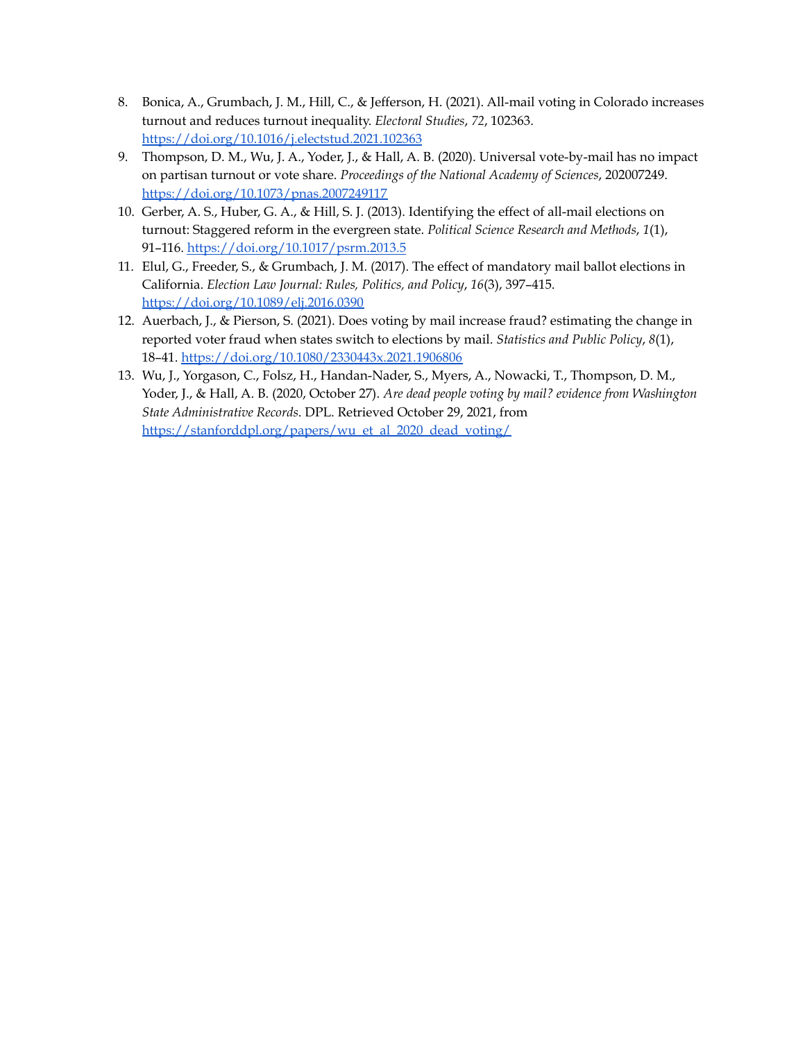8. Bonica, A., Grumbach, J. M., Hill, C., & Jefferson, H. (2021). All-mail voting in Colorado increases turnout and reduces turnout inequality. *Electoral Studies*, *72*, 102363. https://doi.org/10.1016/j.electstud.2021.102363
9. Thompson, D. M., Wu, J. A., Yoder, J., & Hall, A. B. (2020). Universal vote-by-mail has no impact on partisan turnout or vote share. *Proceedings of the National Academy of Sciences*, 202007249. https://doi.org/10.1073/pnas.2007249117
10. Gerber, A. S., Huber, G. A., & Hill, S. J. (2013). Identifying the effect of all-mail elections on turnout: Staggered reform in the evergreen state. *Political Science Research and Methods*, *1*(1), 91–116. https://doi.org/10.1017/psrm.2013.5
11. Elul, G., Freeder, S., & Grumbach, J. M. (2017). The effect of mandatory mail ballot elections in California. *Election Law Journal: Rules, Politics, and Policy*, *16*(3), 397–415. https://doi.org/10.1089/elj.2016.0390
12. Auerbach, J., & Pierson, S. (2021). Does voting by mail increase fraud? estimating the change in reported voter fraud when states switch to elections by mail. *Statistics and Public Policy*, *8*(1), 18–41. https://doi.org/10.1080/2330443x.2021.1906806
13. Wu, J., Yorgason, C., Folsz, H., Handan-Nader, S., Myers, A., Nowacki, T., Thompson, D. M., Yoder, J., & Hall, A. B. (2020, October 27). *Are dead people voting by mail? evidence from Washington State Administrative Records*. DPL. Retrieved October 29, 2021, from https://stanforddpl.org/papers/wu_et_al_2020_dead_voting/